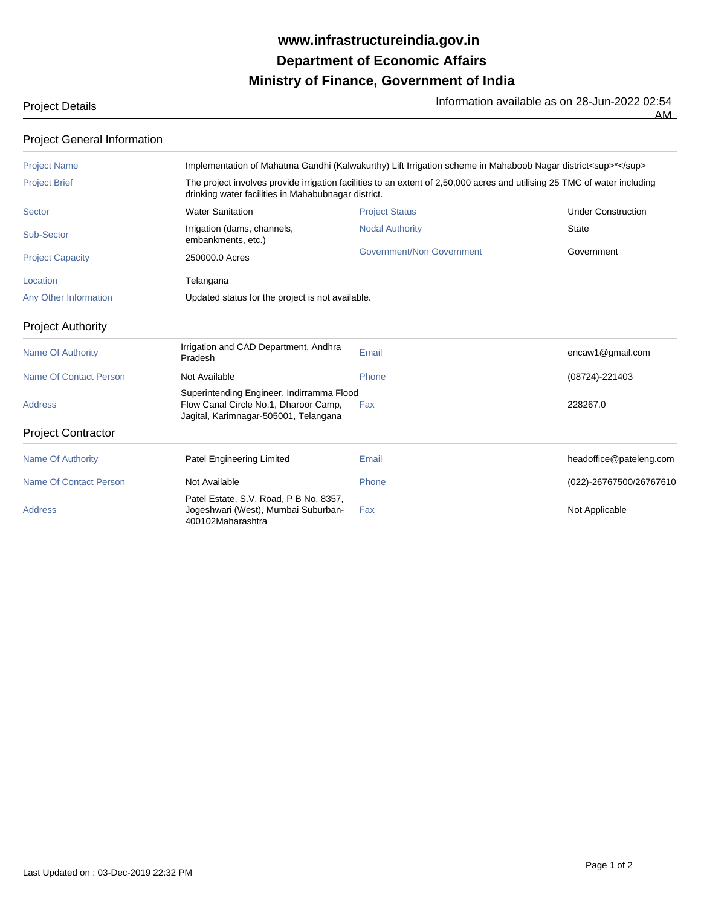# www.infrastructureindia.gov.in
# Department of Economic Affairs
# Ministry of Finance, Government of India

Project Details

Information available as on 28-Jun-2022 02:54 AM

## Project General Information

| | | | |
|---|---|---|---|
| Project Name | Implementation of Mahatma Gandhi (Kalwakurthy) Lift Irrigation scheme in Mahaboob Nagar district<sup>*</sup> | | |
| Project Brief | The project involves provide irrigation facilities to an extent of 2,50,000 acres and utilising 25 TMC of water including drinking water facilities in Mahabubnagar district. | | |
| Sector | Water Sanitation | Project Status | Under Construction |
| Sub-Sector | Irrigation (dams, channels, embankments, etc.) | Nodal Authority | State |
| Project Capacity | 250000.0 Acres | Government/Non Government | Government |
| Location | Telangana | | |
| Any Other Information | Updated status for the project is not available. | | |

## Project Authority

| | | | |
|---|---|---|---|
| Name Of Authority | Irrigation and CAD Department, Andhra Pradesh | Email | encaw1@gmail.com |
| Name Of Contact Person | Not Available | Phone | (08724)-221403 |
| Address | Superintending Engineer, Indirramma Flood Flow Canal Circle No.1, Dharoor Camp, Jagital, Karimnagar-505001, Telangana | Fax | 228267.0 |

## Project Contractor

| | | | |
|---|---|---|---|
| Name Of Authority | Patel Engineering Limited | Email | headoffice@pateleng.com |
| Name Of Contact Person | Not Available | Phone | (022)-26767500/26767610 |
| Address | Patel Estate, S.V. Road, P B No. 8357, Jogeshwari (West), Mumbai Suburban-400102Maharashtra | Fax | Not Applicable |

Last Updated on : 03-Dec-2019 22:32 PM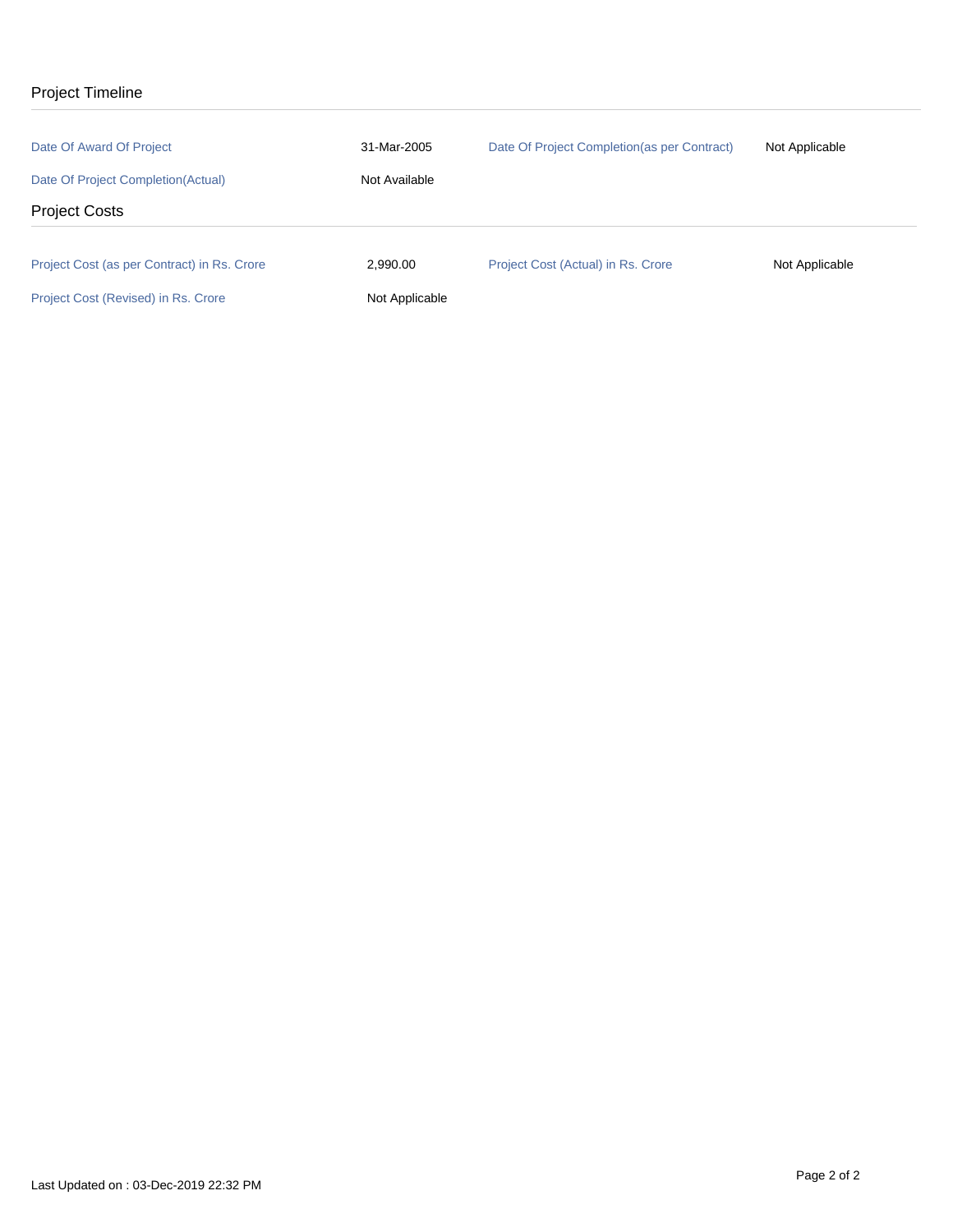## Project Timeline

| | | | |
|---|---|---|---|
| Date Of Award Of Project | 31-Mar-2005 | Date Of Project Completion(as per Contract) | Not Applicable |
| Date Of Project Completion(Actual) | Not Available | | |

## Project Costs

| | | | |
|---|---|---|---|
| Project Cost (as per Contract) in Rs. Crore | 2,990.00 | Project Cost (Actual) in Rs. Crore | Not Applicable |
| Project Cost (Revised) in Rs. Crore | Not Applicable | | |

Last Updated on : 03-Dec-2019 22:32 PM